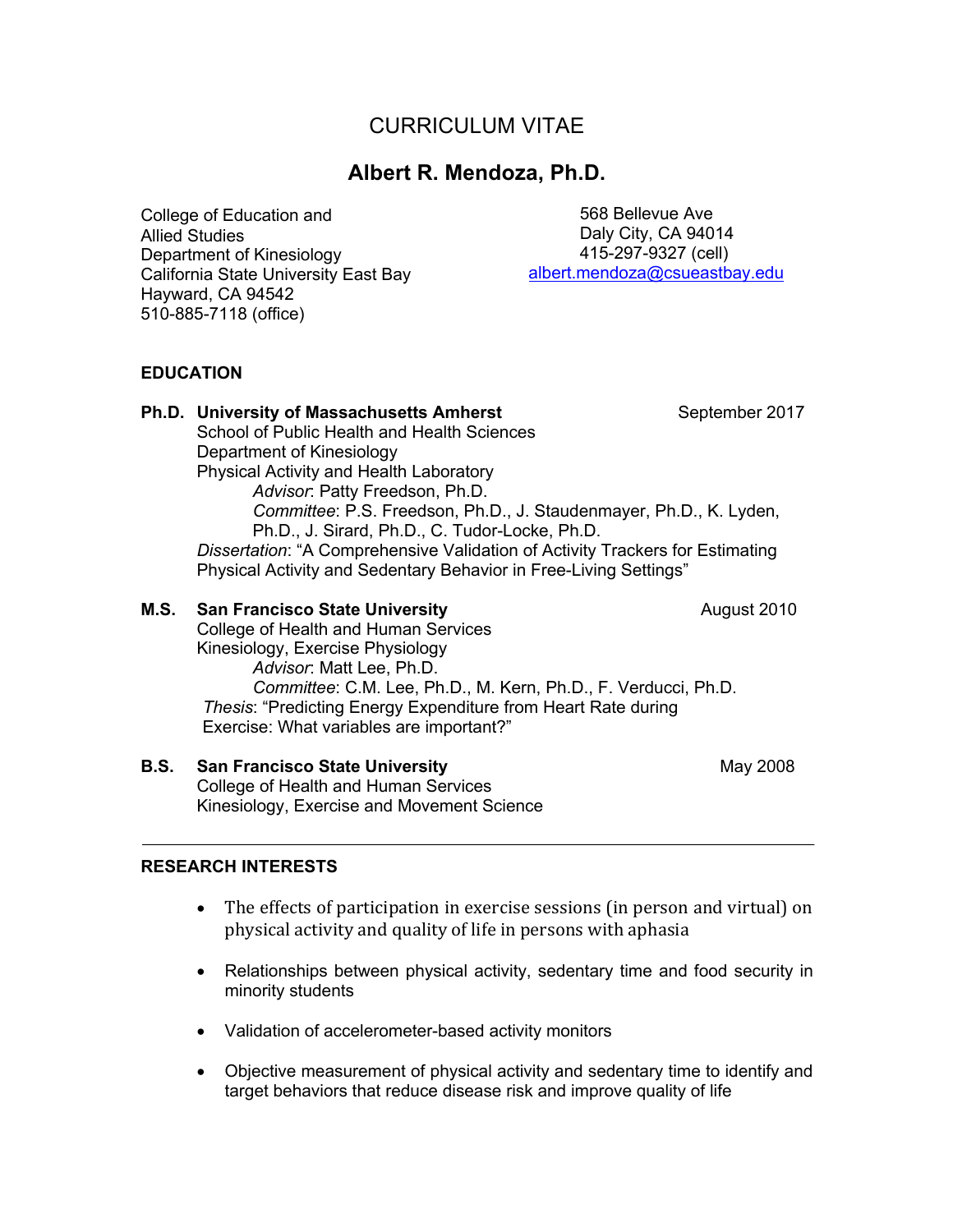# CURRICULUM VITAE

## Albert R. Mendoza, Ph.D.

College of Education and Allied Studies
Department of Kinesiology
California State University East Bay
Hayward, CA 94542
510-885-7118 (office)

568 Bellevue Ave
Daly City, CA 94014
415-297-9327 (cell)
albert.mendoza@csueastbay.edu

### EDUCATION

**Ph.D. University of Massachusetts Amherst** — September 2017
School of Public Health and Health Sciences
Department of Kinesiology
Physical Activity and Health Laboratory
*Advisor*: Patty Freedson, Ph.D.
*Committee*: P.S. Freedson, Ph.D., J. Staudenmayer, Ph.D., K. Lyden, Ph.D., J. Sirard, Ph.D., C. Tudor-Locke, Ph.D.
*Dissertation*: "A Comprehensive Validation of Activity Trackers for Estimating Physical Activity and Sedentary Behavior in Free-Living Settings"

**M.S. San Francisco State University** — August 2010
College of Health and Human Services
Kinesiology, Exercise Physiology
*Advisor*: Matt Lee, Ph.D.
*Committee*: C.M. Lee, Ph.D., M. Kern, Ph.D., F. Verducci, Ph.D.
*Thesis*: "Predicting Energy Expenditure from Heart Rate during Exercise: What variables are important?"

**B.S. San Francisco State University** — May 2008
College of Health and Human Services
Kinesiology, Exercise and Movement Science

---

### RESEARCH INTERESTS

- The effects of participation in exercise sessions (in person and virtual) on physical activity and quality of life in persons with aphasia
- Relationships between physical activity, sedentary time and food security in minority students
- Validation of accelerometer-based activity monitors
- Objective measurement of physical activity and sedentary time to identify and target behaviors that reduce disease risk and improve quality of life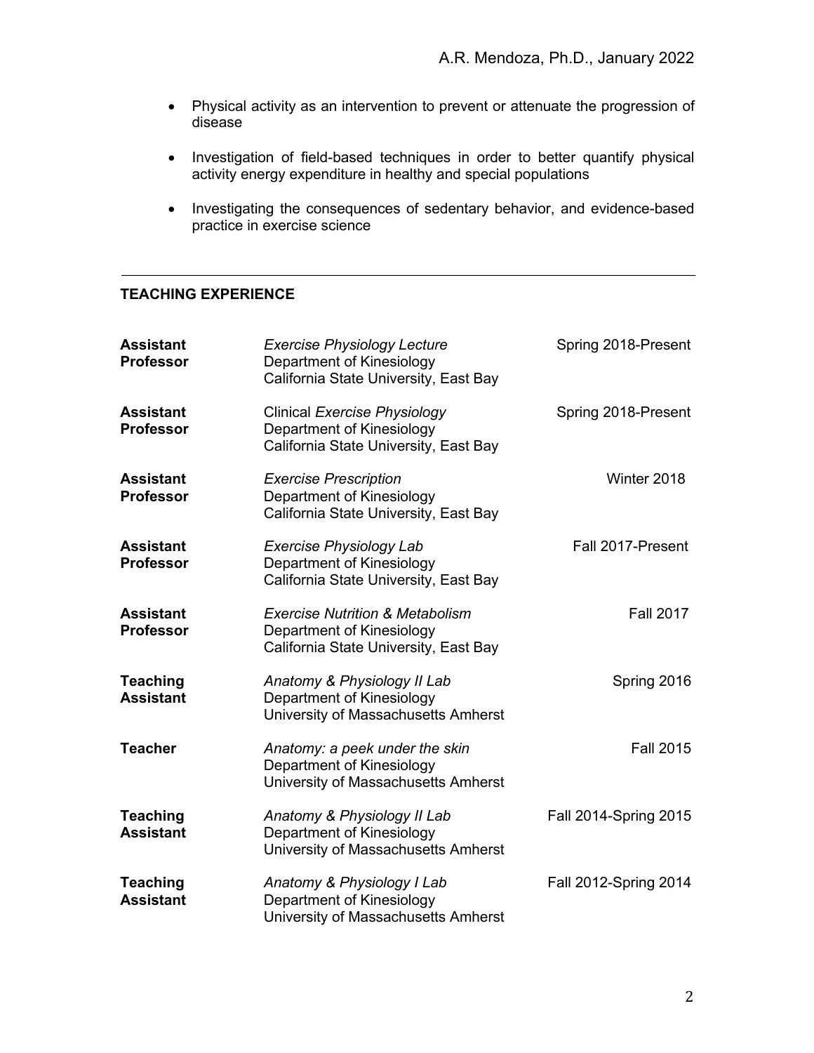- Physical activity as an intervention to prevent or attenuate the progression of disease

- Investigation of field-based techniques in order to better quantify physical activity energy expenditure in healthy and special populations

- Investigating the consequences of sedentary behavior, and evidence-based practice in exercise science

---

## TEACHING EXPERIENCE

| | | |
|---|---|---|
| **Assistant Professor** | *Exercise Physiology Lecture*<br>Department of Kinesiology<br>California State University, East Bay | Spring 2018-Present |
| **Assistant Professor** | Clinical *Exercise Physiology*<br>Department of Kinesiology<br>California State University, East Bay | Spring 2018-Present |
| **Assistant Professor** | *Exercise Prescription*<br>Department of Kinesiology<br>California State University, East Bay | Winter 2018 |
| **Assistant Professor** | *Exercise Physiology Lab*<br>Department of Kinesiology<br>California State University, East Bay | Fall 2017-Present |
| **Assistant Professor** | *Exercise Nutrition & Metabolism*<br>Department of Kinesiology<br>California State University, East Bay | Fall 2017 |
| **Teaching Assistant** | *Anatomy & Physiology II Lab*<br>Department of Kinesiology<br>University of Massachusetts Amherst | Spring 2016 |
| **Teacher** | *Anatomy: a peek under the skin*<br>Department of Kinesiology<br>University of Massachusetts Amherst | Fall 2015 |
| **Teaching Assistant** | *Anatomy & Physiology II Lab*<br>Department of Kinesiology<br>University of Massachusetts Amherst | Fall 2014-Spring 2015 |
| **Teaching Assistant** | *Anatomy & Physiology I Lab*<br>Department of Kinesiology<br>University of Massachusetts Amherst | Fall 2012-Spring 2014 |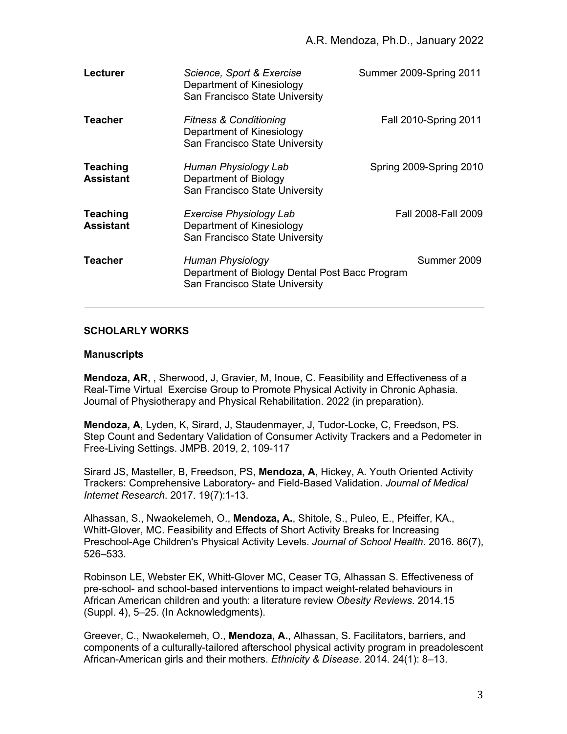**Lecturer** — *Science, Sport & Exercise*
Department of Kinesiology
San Francisco State University
Summer 2009-Spring 2011

**Teacher** — *Fitness & Conditioning*
Department of Kinesiology
San Francisco State University
Fall 2010-Spring 2011

**Teaching Assistant** — *Human Physiology Lab*
Department of Biology
San Francisco State University
Spring 2009-Spring 2010

**Teaching Assistant** — *Exercise Physiology Lab*
Department of Kinesiology
San Francisco State University
Fall 2008-Fall 2009

**Teacher** — *Human Physiology*
Department of Biology Dental Post Bacc Program
San Francisco State University
Summer 2009

---

## SCHOLARLY WORKS

### Manuscripts

**Mendoza, AR**, , Sherwood, J, Gravier, M, Inoue, C. Feasibility and Effectiveness of a Real-Time Virtual Exercise Group to Promote Physical Activity in Chronic Aphasia. Journal of Physiotherapy and Physical Rehabilitation. 2022 (in preparation).

**Mendoza, A**, Lyden, K, Sirard, J, Staudenmayer, J, Tudor-Locke, C, Freedson, PS. Step Count and Sedentary Validation of Consumer Activity Trackers and a Pedometer in Free-Living Settings. JMPB. 2019, 2, 109-117

Sirard JS, Masteller, B, Freedson, PS, **Mendoza, A**, Hickey, A. Youth Oriented Activity Trackers: Comprehensive Laboratory- and Field-Based Validation. *Journal of Medical Internet Research*. 2017. 19(7):1-13.

Alhassan, S., Nwaokelemeh, O., **Mendoza, A.**, Shitole, S., Puleo, E., Pfeiffer, KA., Whitt-Glover, MC. Feasibility and Effects of Short Activity Breaks for Increasing Preschool-Age Children's Physical Activity Levels. *Journal of School Health*. 2016. 86(7), 526–533.

Robinson LE, Webster EK, Whitt-Glover MC, Ceaser TG, Alhassan S. Effectiveness of pre-school- and school-based interventions to impact weight-related behaviours in African American children and youth: a literature review *Obesity Reviews*. 2014.15 (Suppl. 4), 5–25. (In Acknowledgments).

Greever, C., Nwaokelemeh, O., **Mendoza, A.**, Alhassan, S. Facilitators, barriers, and components of a culturally-tailored afterschool physical activity program in preadolescent African-American girls and their mothers. *Ethnicity & Disease*. 2014. 24(1): 8–13.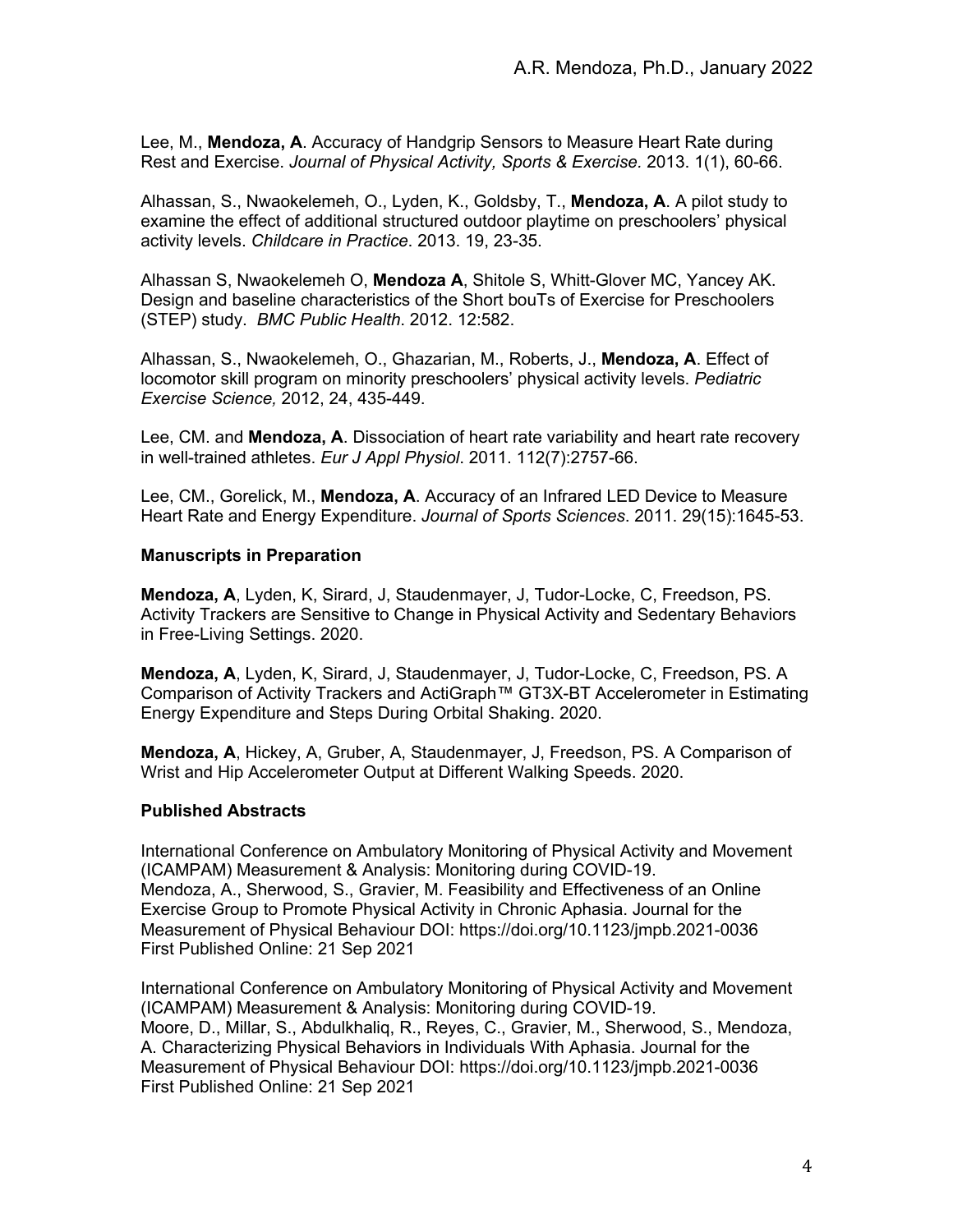Lee, M., **Mendoza, A**. Accuracy of Handgrip Sensors to Measure Heart Rate during Rest and Exercise. *Journal of Physical Activity, Sports & Exercise.* 2013. 1(1), 60-66.

Alhassan, S., Nwaokelemeh, O., Lyden, K., Goldsby, T., **Mendoza, A**. A pilot study to examine the effect of additional structured outdoor playtime on preschoolers' physical activity levels. *Childcare in Practice*. 2013. 19, 23-35.

Alhassan S, Nwaokelemeh O, **Mendoza A**, Shitole S, Whitt-Glover MC, Yancey AK. Design and baseline characteristics of the Short bouTs of Exercise for Preschoolers (STEP) study. *BMC Public Health*. 2012. 12:582.

Alhassan, S., Nwaokelemeh, O., Ghazarian, M., Roberts, J., **Mendoza, A**. Effect of locomotor skill program on minority preschoolers' physical activity levels. *Pediatric Exercise Science,* 2012, 24, 435-449.

Lee, CM. and **Mendoza, A**. Dissociation of heart rate variability and heart rate recovery in well-trained athletes. *Eur J Appl Physiol*. 2011. 112(7):2757-66.

Lee, CM., Gorelick, M., **Mendoza, A**. Accuracy of an Infrared LED Device to Measure Heart Rate and Energy Expenditure. *Journal of Sports Sciences*. 2011. 29(15):1645-53.

### Manuscripts in Preparation

**Mendoza, A**, Lyden, K, Sirard, J, Staudenmayer, J, Tudor-Locke, C, Freedson, PS. Activity Trackers are Sensitive to Change in Physical Activity and Sedentary Behaviors in Free-Living Settings. 2020.

**Mendoza, A**, Lyden, K, Sirard, J, Staudenmayer, J, Tudor-Locke, C, Freedson, PS. A Comparison of Activity Trackers and ActiGraph™ GT3X-BT Accelerometer in Estimating Energy Expenditure and Steps During Orbital Shaking. 2020.

**Mendoza, A**, Hickey, A, Gruber, A, Staudenmayer, J, Freedson, PS. A Comparison of Wrist and Hip Accelerometer Output at Different Walking Speeds. 2020.

### Published Abstracts

International Conference on Ambulatory Monitoring of Physical Activity and Movement (ICAMPAM) Measurement & Analysis: Monitoring during COVID-19.
Mendoza, A., Sherwood, S., Gravier, M. Feasibility and Effectiveness of an Online Exercise Group to Promote Physical Activity in Chronic Aphasia. Journal for the Measurement of Physical Behaviour DOI: https://doi.org/10.1123/jmpb.2021-0036
First Published Online: 21 Sep 2021

International Conference on Ambulatory Monitoring of Physical Activity and Movement (ICAMPAM) Measurement & Analysis: Monitoring during COVID-19.
Moore, D., Millar, S., Abdulkhaliq, R., Reyes, C., Gravier, M., Sherwood, S., Mendoza, A. Characterizing Physical Behaviors in Individuals With Aphasia. Journal for the Measurement of Physical Behaviour DOI: https://doi.org/10.1123/jmpb.2021-0036
First Published Online: 21 Sep 2021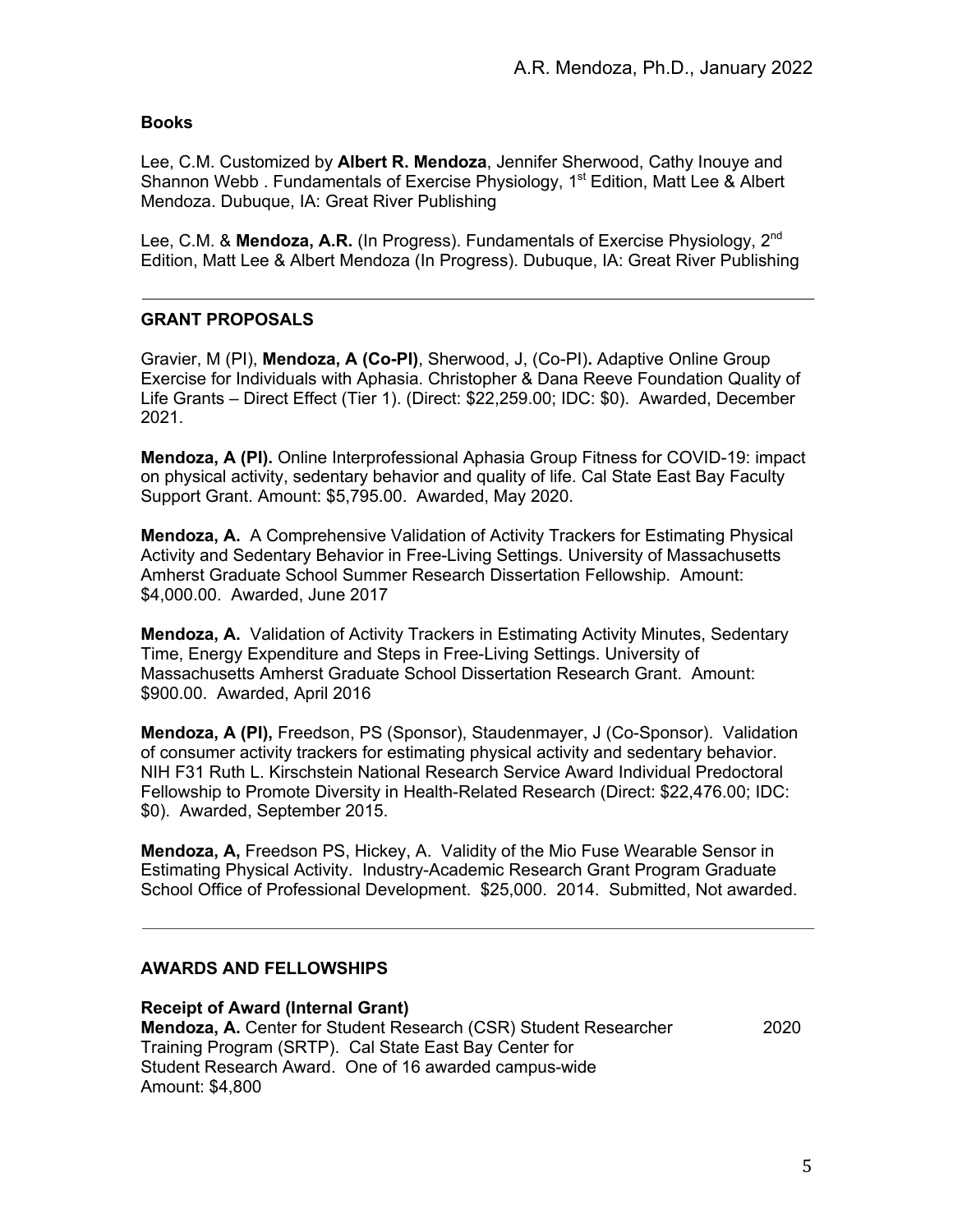### Books

Lee, C.M. Customized by **Albert R. Mendoza**, Jennifer Sherwood, Cathy Inouye and Shannon Webb . Fundamentals of Exercise Physiology, 1st Edition, Matt Lee & Albert Mendoza. Dubuque, IA: Great River Publishing

Lee, C.M. & **Mendoza, A.R.** (In Progress). Fundamentals of Exercise Physiology, 2nd Edition, Matt Lee & Albert Mendoza (In Progress). Dubuque, IA: Great River Publishing

---

## GRANT PROPOSALS

Gravier, M (PI), **Mendoza, A (Co-PI)**, Sherwood, J, (Co-PI)**.** Adaptive Online Group Exercise for Individuals with Aphasia. Christopher & Dana Reeve Foundation Quality of Life Grants – Direct Effect (Tier 1). (Direct: $22,259.00; IDC: $0). Awarded, December 2021.

**Mendoza, A (PI).** Online Interprofessional Aphasia Group Fitness for COVID-19: impact on physical activity, sedentary behavior and quality of life. Cal State East Bay Faculty Support Grant. Amount: $5,795.00. Awarded, May 2020.

**Mendoza, A.** A Comprehensive Validation of Activity Trackers for Estimating Physical Activity and Sedentary Behavior in Free-Living Settings. University of Massachusetts Amherst Graduate School Summer Research Dissertation Fellowship. Amount: $4,000.00. Awarded, June 2017

**Mendoza, A.** Validation of Activity Trackers in Estimating Activity Minutes, Sedentary Time, Energy Expenditure and Steps in Free-Living Settings. University of Massachusetts Amherst Graduate School Dissertation Research Grant. Amount: $900.00. Awarded, April 2016

**Mendoza, A (PI),** Freedson, PS (Sponsor), Staudenmayer, J (Co-Sponsor). Validation of consumer activity trackers for estimating physical activity and sedentary behavior. NIH F31 Ruth L. Kirschstein National Research Service Award Individual Predoctoral Fellowship to Promote Diversity in Health-Related Research (Direct: $22,476.00; IDC: $0). Awarded, September 2015.

**Mendoza, A,** Freedson PS, Hickey, A. Validity of the Mio Fuse Wearable Sensor in Estimating Physical Activity. Industry-Academic Research Grant Program Graduate School Office of Professional Development. $25,000. 2014. Submitted, Not awarded.

---

## AWARDS AND FELLOWSHIPS

### Receipt of Award (Internal Grant)

**Mendoza, A.** Center for Student Research (CSR) Student Researcher Training Program (SRTP). Cal State East Bay Center for Student Research Award. One of 16 awarded campus-wide Amount: $4,800 — 2020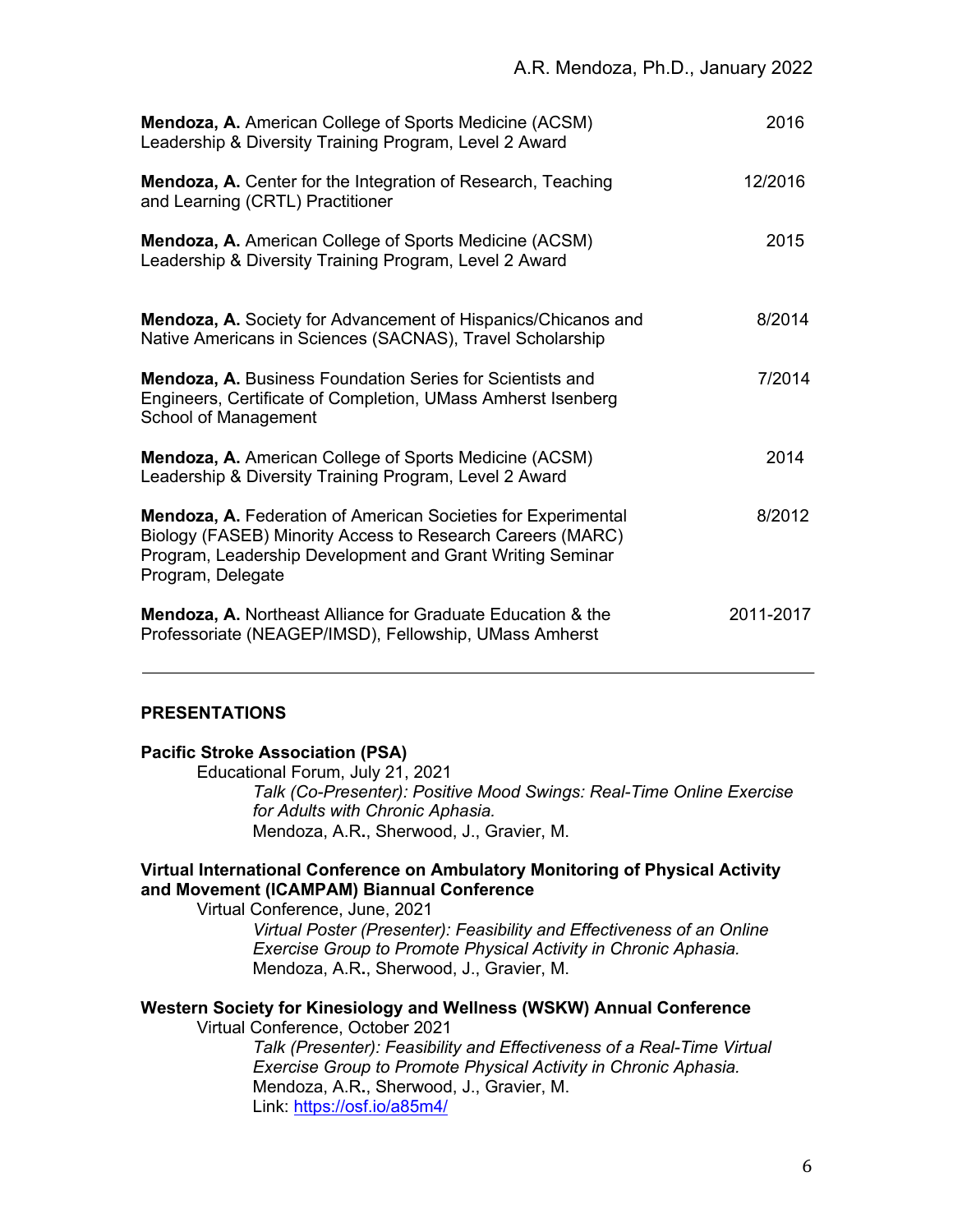| | |
|---|---|
| **Mendoza, A.** American College of Sports Medicine (ACSM) Leadership & Diversity Training Program, Level 2 Award | 2016 |
| **Mendoza, A.** Center for the Integration of Research, Teaching and Learning (CRTL) Practitioner | 12/2016 |
| **Mendoza, A.** American College of Sports Medicine (ACSM) Leadership & Diversity Training Program, Level 2 Award | 2015 |
| **Mendoza, A.** Society for Advancement of Hispanics/Chicanos and Native Americans in Sciences (SACNAS), Travel Scholarship | 8/2014 |
| **Mendoza, A.** Business Foundation Series for Scientists and Engineers, Certificate of Completion, UMass Amherst Isenberg School of Management | 7/2014 |
| **Mendoza, A.** American College of Sports Medicine (ACSM) Leadership & Diversity Training Program, Level 2 Award | 2014 |
| **Mendoza, A.** Federation of American Societies for Experimental Biology (FASEB) Minority Access to Research Careers (MARC) Program, Leadership Development and Grant Writing Seminar Program, Delegate | 8/2012 |
| **Mendoza, A.** Northeast Alliance for Graduate Education & the Professoriate (NEAGEP/IMSD), Fellowship, UMass Amherst | 2011-2017 |

---

## PRESENTATIONS

**Pacific Stroke Association (PSA)**

Educational Forum, July 21, 2021

*Talk (Co-Presenter): Positive Mood Swings: Real-Time Online Exercise for Adults with Chronic Aphasia.*

Mendoza, A.R**.**, Sherwood, J., Gravier, M.

**Virtual International Conference on Ambulatory Monitoring of Physical Activity and Movement (ICAMPAM) Biannual Conference**

Virtual Conference, June, 2021

*Virtual Poster (Presenter): Feasibility and Effectiveness of an Online Exercise Group to Promote Physical Activity in Chronic Aphasia.*

Mendoza, A.R**.**, Sherwood, J., Gravier, M.

**Western Society for Kinesiology and Wellness (WSKW) Annual Conference**

Virtual Conference, October 2021

*Talk (Presenter): Feasibility and Effectiveness of a Real-Time Virtual Exercise Group to Promote Physical Activity in Chronic Aphasia.*

Mendoza, A.R**.**, Sherwood, J., Gravier, M.

Link: https://osf.io/a85m4/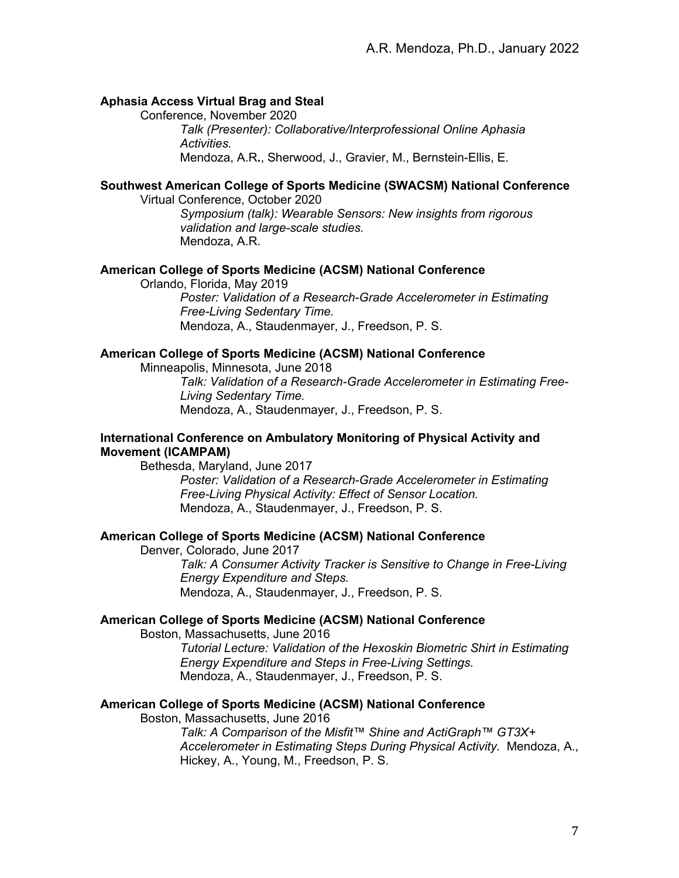**Aphasia Access Virtual Brag and Steal**

Conference, November 2020

*Talk (Presenter): Collaborative/Interprofessional Online Aphasia Activities.*

Mendoza, A.R**.**, Sherwood, J., Gravier, M., Bernstein-Ellis, E.

**Southwest American College of Sports Medicine (SWACSM) National Conference**

Virtual Conference, October 2020

*Symposium (talk): Wearable Sensors: New insights from rigorous validation and large-scale studies.*

Mendoza, A.R.

**American College of Sports Medicine (ACSM) National Conference**

Orlando, Florida, May 2019

*Poster: Validation of a Research-Grade Accelerometer in Estimating Free-Living Sedentary Time.*

Mendoza, A., Staudenmayer, J., Freedson, P. S.

**American College of Sports Medicine (ACSM) National Conference**

Minneapolis, Minnesota, June 2018

*Talk: Validation of a Research-Grade Accelerometer in Estimating Free-Living Sedentary Time.*

Mendoza, A., Staudenmayer, J., Freedson, P. S.

**International Conference on Ambulatory Monitoring of Physical Activity and Movement (ICAMPAM)**

Bethesda, Maryland, June 2017

*Poster: Validation of a Research-Grade Accelerometer in Estimating Free-Living Physical Activity: Effect of Sensor Location.*

Mendoza, A., Staudenmayer, J., Freedson, P. S.

**American College of Sports Medicine (ACSM) National Conference**

Denver, Colorado, June 2017

*Talk: A Consumer Activity Tracker is Sensitive to Change in Free-Living Energy Expenditure and Steps.*

Mendoza, A., Staudenmayer, J., Freedson, P. S.

**American College of Sports Medicine (ACSM) National Conference**

Boston, Massachusetts, June 2016

*Tutorial Lecture: Validation of the Hexoskin Biometric Shirt in Estimating Energy Expenditure and Steps in Free-Living Settings.*

Mendoza, A., Staudenmayer, J., Freedson, P. S.

**American College of Sports Medicine (ACSM) National Conference**

Boston, Massachusetts, June 2016

*Talk: A Comparison of the Misfit™ Shine and ActiGraph™ GT3X+ Accelerometer in Estimating Steps During Physical Activity.* Mendoza, A., Hickey, A., Young, M., Freedson, P. S.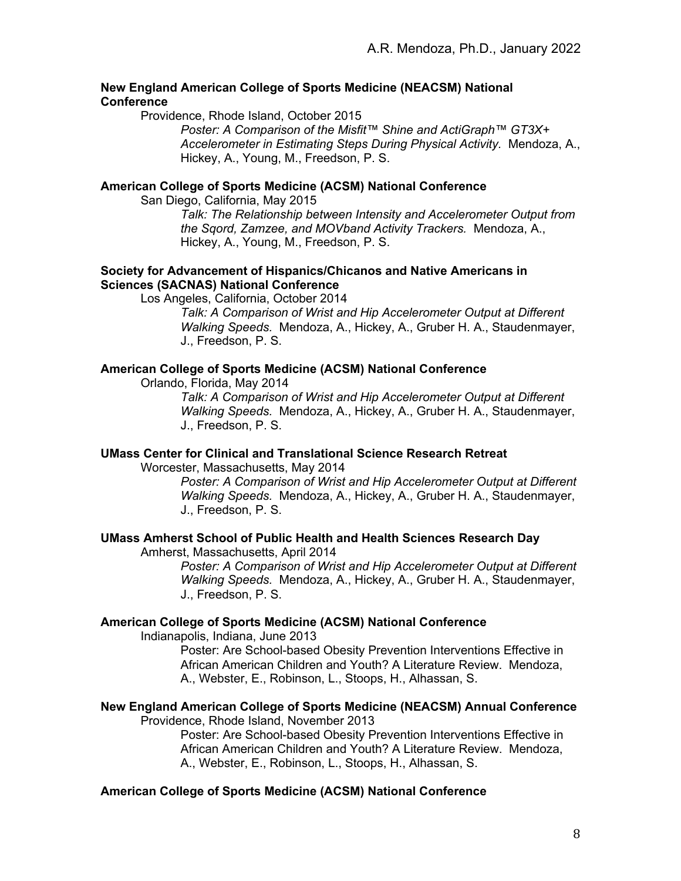**New England American College of Sports Medicine (NEACSM) National Conference**

Providence, Rhode Island, October 2015

*Poster: A Comparison of the Misfit™ Shine and ActiGraph™ GT3X+ Accelerometer in Estimating Steps During Physical Activity.* Mendoza, A., Hickey, A., Young, M., Freedson, P. S.

**American College of Sports Medicine (ACSM) National Conference**

San Diego, California, May 2015

*Talk: The Relationship between Intensity and Accelerometer Output from the Sqord, Zamzee, and MOVband Activity Trackers.* Mendoza, A., Hickey, A., Young, M., Freedson, P. S.

**Society for Advancement of Hispanics/Chicanos and Native Americans in Sciences (SACNAS) National Conference**

Los Angeles, California, October 2014

*Talk: A Comparison of Wrist and Hip Accelerometer Output at Different Walking Speeds.* Mendoza, A., Hickey, A., Gruber H. A., Staudenmayer, J., Freedson, P. S.

**American College of Sports Medicine (ACSM) National Conference**

Orlando, Florida, May 2014

*Talk: A Comparison of Wrist and Hip Accelerometer Output at Different Walking Speeds.* Mendoza, A., Hickey, A., Gruber H. A., Staudenmayer, J., Freedson, P. S.

**UMass Center for Clinical and Translational Science Research Retreat**

Worcester, Massachusetts, May 2014

*Poster: A Comparison of Wrist and Hip Accelerometer Output at Different Walking Speeds.* Mendoza, A., Hickey, A., Gruber H. A., Staudenmayer, J., Freedson, P. S.

**UMass Amherst School of Public Health and Health Sciences Research Day**

Amherst, Massachusetts, April 2014

*Poster: A Comparison of Wrist and Hip Accelerometer Output at Different Walking Speeds.* Mendoza, A., Hickey, A., Gruber H. A., Staudenmayer, J., Freedson, P. S.

**American College of Sports Medicine (ACSM) National Conference**

Indianapolis, Indiana, June 2013

Poster: Are School-based Obesity Prevention Interventions Effective in African American Children and Youth? A Literature Review. Mendoza, A., Webster, E., Robinson, L., Stoops, H., Alhassan, S.

**New England American College of Sports Medicine (NEACSM) Annual Conference**

Providence, Rhode Island, November 2013

Poster: Are School-based Obesity Prevention Interventions Effective in African American Children and Youth? A Literature Review. Mendoza, A., Webster, E., Robinson, L., Stoops, H., Alhassan, S.

**American College of Sports Medicine (ACSM) National Conference**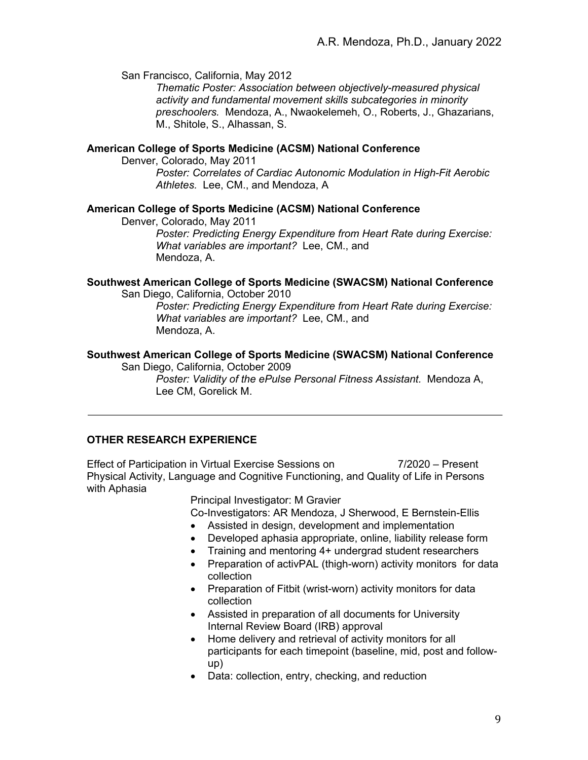San Francisco, California, May 2012

*Thematic Poster: Association between objectively-measured physical activity and fundamental movement skills subcategories in minority preschoolers.* Mendoza, A., Nwaokelemeh, O., Roberts, J., Ghazarians, M., Shitole, S., Alhassan, S.

**American College of Sports Medicine (ACSM) National Conference**

Denver, Colorado, May 2011

*Poster: Correlates of Cardiac Autonomic Modulation in High-Fit Aerobic Athletes.* Lee, CM., and Mendoza, A

**American College of Sports Medicine (ACSM) National Conference**

Denver, Colorado, May 2011

*Poster: Predicting Energy Expenditure from Heart Rate during Exercise: What variables are important?* Lee, CM., and Mendoza, A.

**Southwest American College of Sports Medicine (SWACSM) National Conference**

San Diego, California, October 2010

*Poster: Predicting Energy Expenditure from Heart Rate during Exercise: What variables are important?* Lee, CM., and Mendoza, A.

**Southwest American College of Sports Medicine (SWACSM) National Conference**

San Diego, California, October 2009

*Poster: Validity of the ePulse Personal Fitness Assistant.* Mendoza A, Lee CM, Gorelick M.

---

## OTHER RESEARCH EXPERIENCE

Effect of Participation in Virtual Exercise Sessions on Physical Activity, Language and Cognitive Functioning, and Quality of Life in Persons with Aphasia — 7/2020 – Present

Principal Investigator: M Gravier

Co-Investigators: AR Mendoza, J Sherwood, E Bernstein-Ellis

- Assisted in design, development and implementation
- Developed aphasia appropriate, online, liability release form
- Training and mentoring 4+ undergrad student researchers
- Preparation of activPAL (thigh-worn) activity monitors for data collection
- Preparation of Fitbit (wrist-worn) activity monitors for data collection
- Assisted in preparation of all documents for University Internal Review Board (IRB) approval
- Home delivery and retrieval of activity monitors for all participants for each timepoint (baseline, mid, post and follow-up)
- Data: collection, entry, checking, and reduction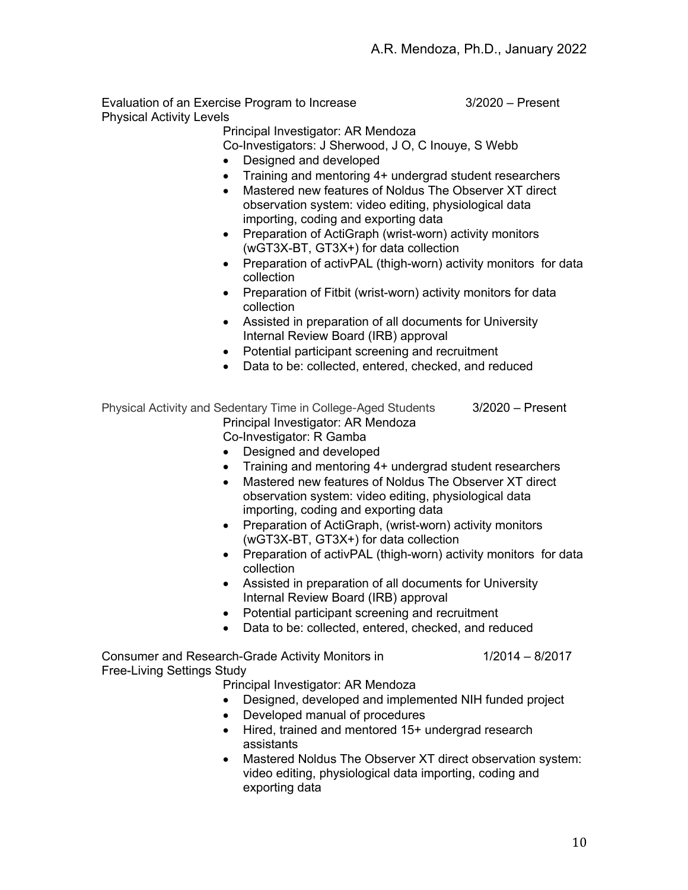Evaluation of an Exercise Program to Increase Physical Activity Levels — 3/2020 – Present

Principal Investigator: AR Mendoza
Co-Investigators: J Sherwood, J O, C Inouye, S Webb

- Designed and developed
- Training and mentoring 4+ undergrad student researchers
- Mastered new features of Noldus The Observer XT direct observation system: video editing, physiological data importing, coding and exporting data
- Preparation of ActiGraph (wrist-worn) activity monitors (wGT3X-BT, GT3X+) for data collection
- Preparation of activPAL (thigh-worn) activity monitors for data collection
- Preparation of Fitbit (wrist-worn) activity monitors for data collection
- Assisted in preparation of all documents for University Internal Review Board (IRB) approval
- Potential participant screening and recruitment
- Data to be: collected, entered, checked, and reduced

Physical Activity and Sedentary Time in College-Aged Students — 3/2020 – Present

Principal Investigator: AR Mendoza
Co-Investigator: R Gamba

- Designed and developed
- Training and mentoring 4+ undergrad student researchers
- Mastered new features of Noldus The Observer XT direct observation system: video editing, physiological data importing, coding and exporting data
- Preparation of ActiGraph, (wrist-worn) activity monitors (wGT3X-BT, GT3X+) for data collection
- Preparation of activPAL (thigh-worn) activity monitors for data collection
- Assisted in preparation of all documents for University Internal Review Board (IRB) approval
- Potential participant screening and recruitment
- Data to be: collected, entered, checked, and reduced

Consumer and Research-Grade Activity Monitors in Free-Living Settings Study — 1/2014 – 8/2017

Principal Investigator: AR Mendoza

- Designed, developed and implemented NIH funded project
- Developed manual of procedures
- Hired, trained and mentored 15+ undergrad research assistants
- Mastered Noldus The Observer XT direct observation system: video editing, physiological data importing, coding and exporting data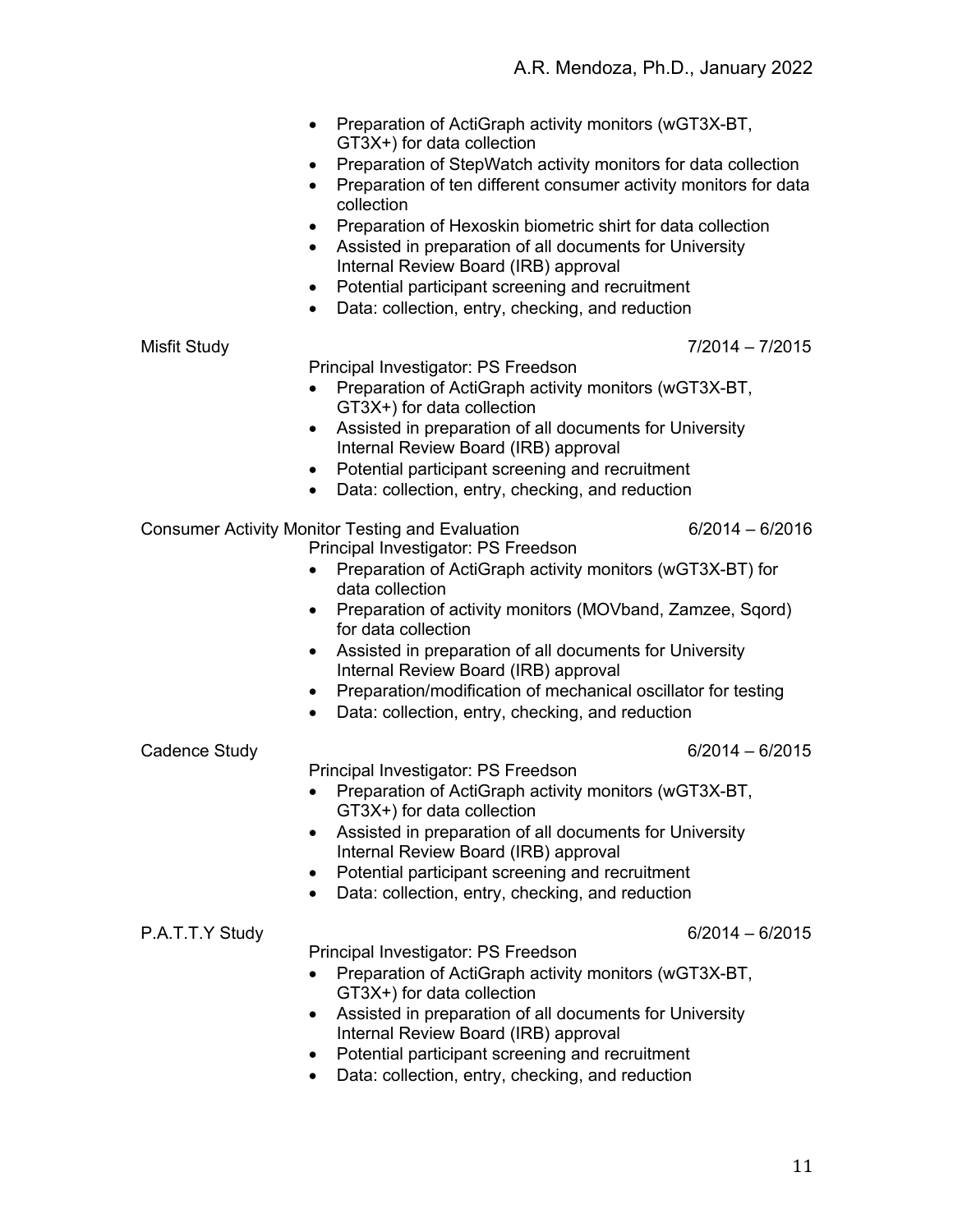- Preparation of ActiGraph activity monitors (wGT3X-BT, GT3X+) for data collection
- Preparation of StepWatch activity monitors for data collection
- Preparation of ten different consumer activity monitors for data collection
- Preparation of Hexoskin biometric shirt for data collection
- Assisted in preparation of all documents for University Internal Review Board (IRB) approval
- Potential participant screening and recruitment
- Data: collection, entry, checking, and reduction

Misfit Study 7/2014 – 7/2015

Principal Investigator: PS Freedson

- Preparation of ActiGraph activity monitors (wGT3X-BT, GT3X+) for data collection
- Assisted in preparation of all documents for University Internal Review Board (IRB) approval
- Potential participant screening and recruitment
- Data: collection, entry, checking, and reduction

Consumer Activity Monitor Testing and Evaluation 6/2014 – 6/2016

Principal Investigator: PS Freedson

- Preparation of ActiGraph activity monitors (wGT3X-BT) for data collection
- Preparation of activity monitors (MOVband, Zamzee, Sqord) for data collection
- Assisted in preparation of all documents for University Internal Review Board (IRB) approval
- Preparation/modification of mechanical oscillator for testing
- Data: collection, entry, checking, and reduction

Cadence Study 6/2014 – 6/2015

Principal Investigator: PS Freedson

- Preparation of ActiGraph activity monitors (wGT3X-BT, GT3X+) for data collection
- Assisted in preparation of all documents for University Internal Review Board (IRB) approval
- Potential participant screening and recruitment
- Data: collection, entry, checking, and reduction

P.A.T.T.Y Study 6/2014 – 6/2015

Principal Investigator: PS Freedson

- Preparation of ActiGraph activity monitors (wGT3X-BT, GT3X+) for data collection
- Assisted in preparation of all documents for University Internal Review Board (IRB) approval
- Potential participant screening and recruitment
- Data: collection, entry, checking, and reduction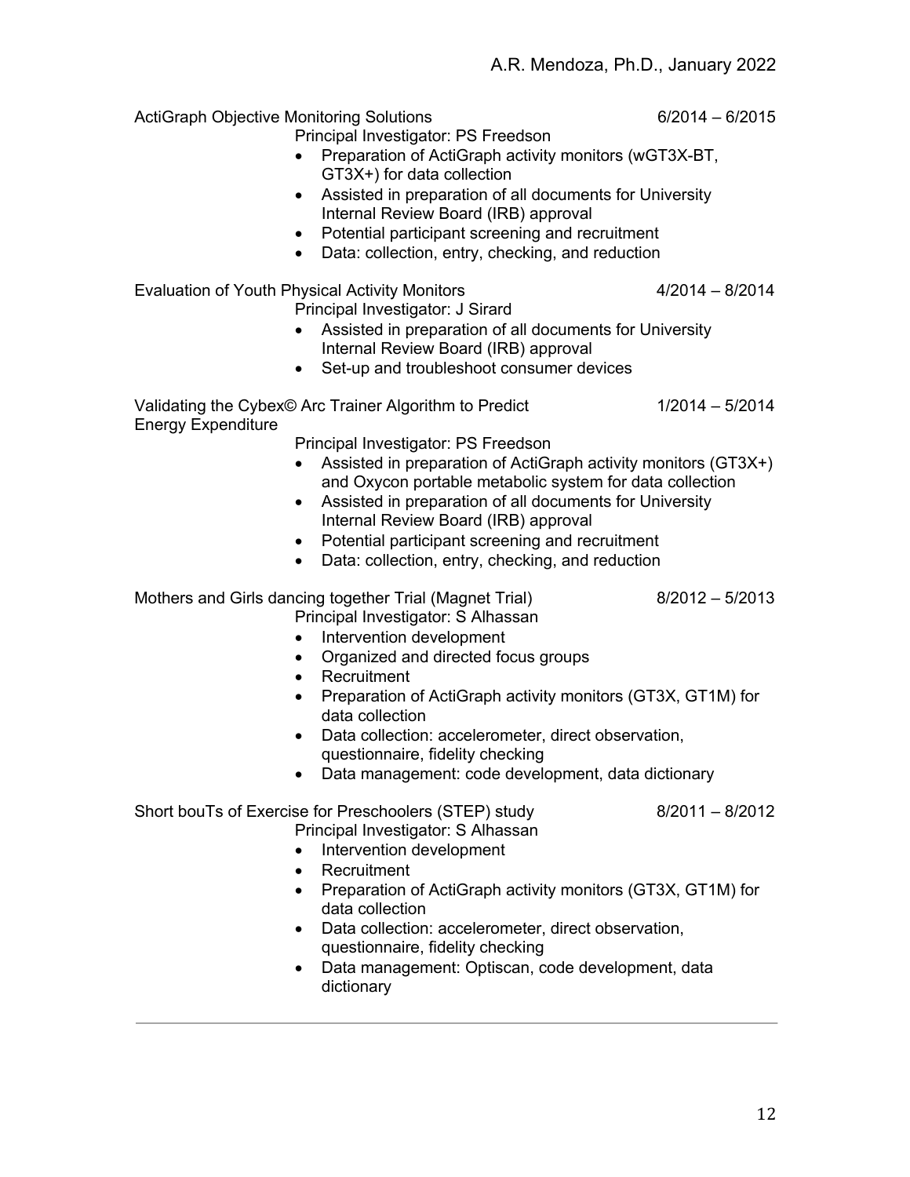ActiGraph Objective Monitoring Solutions 6/2014 – 6/2015

Principal Investigator: PS Freedson

- Preparation of ActiGraph activity monitors (wGT3X-BT, GT3X+) for data collection
- Assisted in preparation of all documents for University Internal Review Board (IRB) approval
- Potential participant screening and recruitment
- Data: collection, entry, checking, and reduction

Evaluation of Youth Physical Activity Monitors 4/2014 – 8/2014

Principal Investigator: J Sirard

- Assisted in preparation of all documents for University Internal Review Board (IRB) approval
- Set-up and troubleshoot consumer devices

Validating the Cybex© Arc Trainer Algorithm to Predict Energy Expenditure 1/2014 – 5/2014

Principal Investigator: PS Freedson

- Assisted in preparation of ActiGraph activity monitors (GT3X+) and Oxycon portable metabolic system for data collection
- Assisted in preparation of all documents for University Internal Review Board (IRB) approval
- Potential participant screening and recruitment
- Data: collection, entry, checking, and reduction

Mothers and Girls dancing together Trial (Magnet Trial) 8/2012 – 5/2013

Principal Investigator: S Alhassan

- Intervention development
- Organized and directed focus groups
- Recruitment
- Preparation of ActiGraph activity monitors (GT3X, GT1M) for data collection
- Data collection: accelerometer, direct observation, questionnaire, fidelity checking
- Data management: code development, data dictionary

Short bouTs of Exercise for Preschoolers (STEP) study 8/2011 – 8/2012

Principal Investigator: S Alhassan

- Intervention development
- Recruitment
- Preparation of ActiGraph activity monitors (GT3X, GT1M) for data collection
- Data collection: accelerometer, direct observation, questionnaire, fidelity checking
- Data management: Optiscan, code development, data dictionary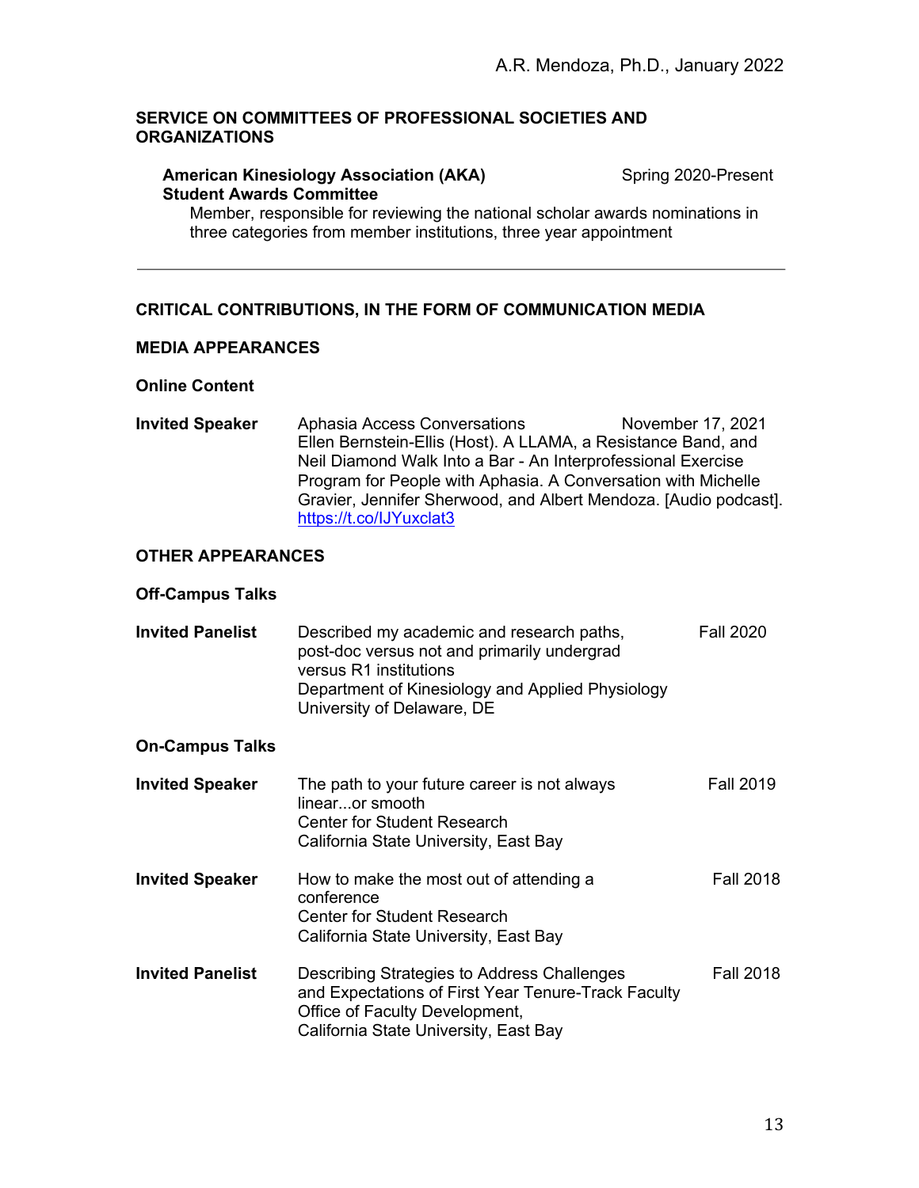## SERVICE ON COMMITTEES OF PROFESSIONAL SOCIETIES AND ORGANIZATIONS

**American Kinesiology Association (AKA) Student Awards Committee** — Spring 2020-Present

Member, responsible for reviewing the national scholar awards nominations in three categories from member institutions, three year appointment

---

## CRITICAL CONTRIBUTIONS, IN THE FORM OF COMMUNICATION MEDIA

### MEDIA APPEARANCES

#### Online Content

**Invited Speaker** — Aphasia Access Conversations — November 17, 2021
Ellen Bernstein-Ellis (Host). A LLAMA, a Resistance Band, and Neil Diamond Walk Into a Bar - An Interprofessional Exercise Program for People with Aphasia. A Conversation with Michelle Gravier, Jennifer Sherwood, and Albert Mendoza. [Audio podcast]. https://t.co/IJYuxclat3

### OTHER APPEARANCES

#### Off-Campus Talks

**Invited Panelist** — Fall 2020
Described my academic and research paths, post-doc versus not and primarily undergrad versus R1 institutions
Department of Kinesiology and Applied Physiology
University of Delaware, DE

#### On-Campus Talks

**Invited Speaker** — Fall 2019
The path to your future career is not always linear...or smooth
Center for Student Research
California State University, East Bay

**Invited Speaker** — Fall 2018
How to make the most out of attending a conference
Center for Student Research
California State University, East Bay

**Invited Panelist** — Fall 2018
Describing Strategies to Address Challenges and Expectations of First Year Tenure-Track Faculty
Office of Faculty Development,
California State University, East Bay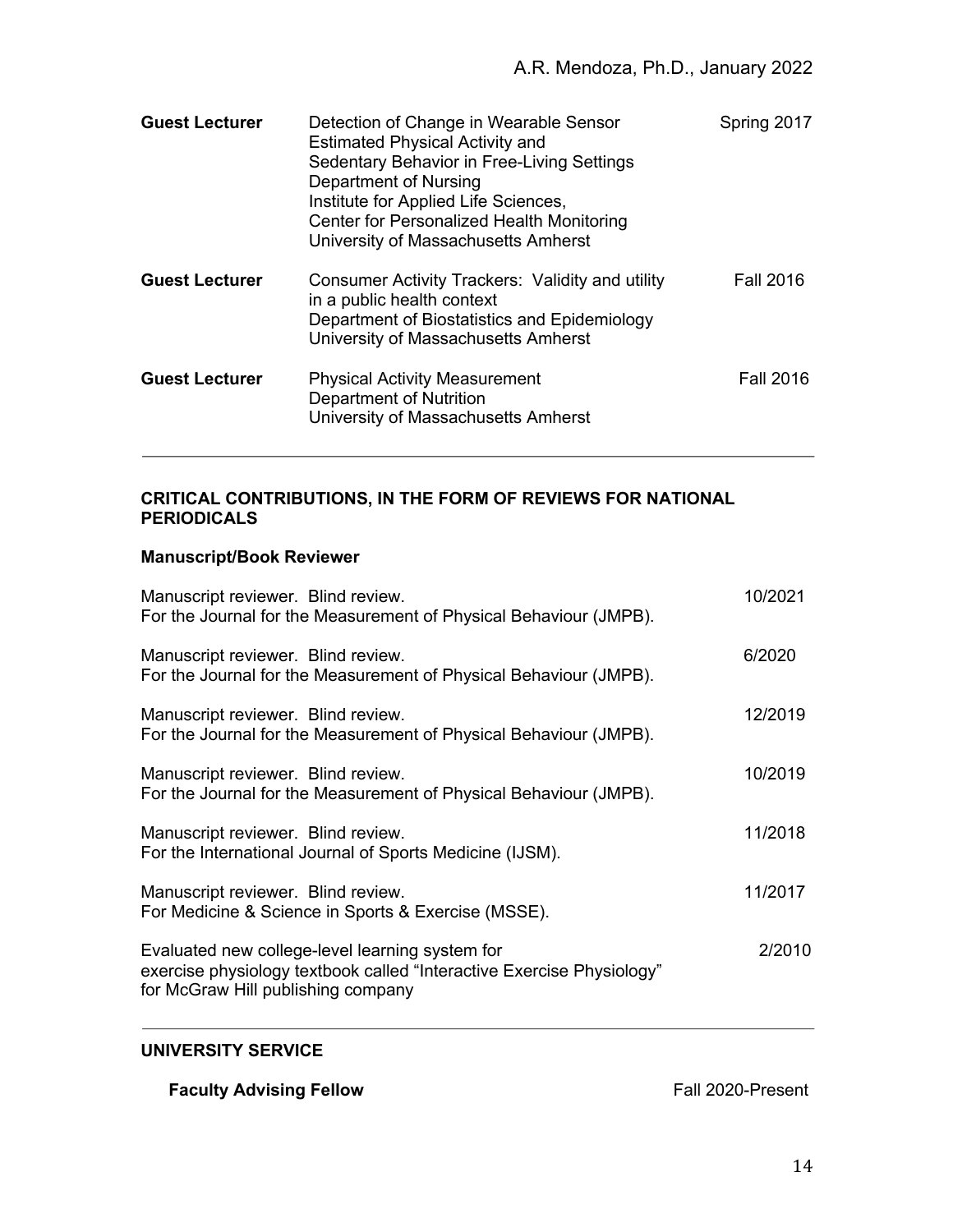**Guest Lecturer** — Detection of Change in Wearable Sensor Estimated Physical Activity and Sedentary Behavior in Free-Living Settings — Spring 2017
Department of Nursing
Institute for Applied Life Sciences,
Center for Personalized Health Monitoring
University of Massachusetts Amherst

**Guest Lecturer** — Consumer Activity Trackers: Validity and utility in a public health context — Fall 2016
Department of Biostatistics and Epidemiology
University of Massachusetts Amherst

**Guest Lecturer** — Physical Activity Measurement — Fall 2016
Department of Nutrition
University of Massachusetts Amherst

---

## CRITICAL CONTRIBUTIONS, IN THE FORM OF REVIEWS FOR NATIONAL PERIODICALS

### Manuscript/Book Reviewer

Manuscript reviewer. Blind review. — 10/2021
For the Journal for the Measurement of Physical Behaviour (JMPB).

Manuscript reviewer. Blind review. — 6/2020
For the Journal for the Measurement of Physical Behaviour (JMPB).

Manuscript reviewer. Blind review. — 12/2019
For the Journal for the Measurement of Physical Behaviour (JMPB).

Manuscript reviewer. Blind review. — 10/2019
For the Journal for the Measurement of Physical Behaviour (JMPB).

Manuscript reviewer. Blind review. — 11/2018
For the International Journal of Sports Medicine (IJSM).

Manuscript reviewer. Blind review. — 11/2017
For Medicine & Science in Sports & Exercise (MSSE).

Evaluated new college-level learning system for exercise physiology textbook called "Interactive Exercise Physiology" for McGraw Hill publishing company — 2/2010

---

## UNIVERSITY SERVICE

**Faculty Advising Fellow** — Fall 2020-Present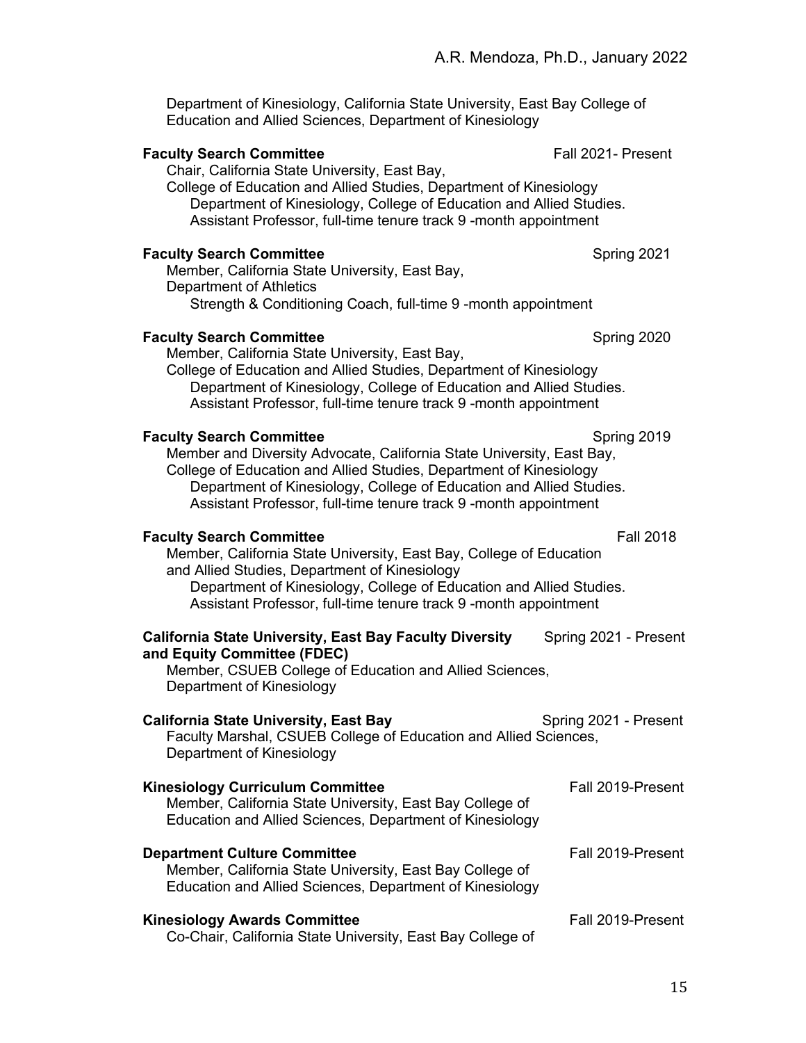Department of Kinesiology, California State University, East Bay College of Education and Allied Sciences, Department of Kinesiology

**Faculty Search Committee** Fall 2021- Present
Chair, California State University, East Bay,
College of Education and Allied Studies, Department of Kinesiology
Department of Kinesiology, College of Education and Allied Studies.
Assistant Professor, full-time tenure track 9 -month appointment

**Faculty Search Committee** Spring 2021
Member, California State University, East Bay,
Department of Athletics
Strength & Conditioning Coach, full-time 9 -month appointment

**Faculty Search Committee** Spring 2020
Member, California State University, East Bay,
College of Education and Allied Studies, Department of Kinesiology
Department of Kinesiology, College of Education and Allied Studies.
Assistant Professor, full-time tenure track 9 -month appointment

**Faculty Search Committee** Spring 2019
Member and Diversity Advocate, California State University, East Bay,
College of Education and Allied Studies, Department of Kinesiology
Department of Kinesiology, College of Education and Allied Studies.
Assistant Professor, full-time tenure track 9 -month appointment

**Faculty Search Committee** Fall 2018
Member, California State University, East Bay, College of Education and Allied Studies, Department of Kinesiology
Department of Kinesiology, College of Education and Allied Studies.
Assistant Professor, full-time tenure track 9 -month appointment

**California State University, East Bay Faculty Diversity and Equity Committee (FDEC)** Spring 2021 - Present
Member, CSUEB College of Education and Allied Sciences,
Department of Kinesiology

**California State University, East Bay** Spring 2021 - Present
Faculty Marshal, CSUEB College of Education and Allied Sciences,
Department of Kinesiology

**Kinesiology Curriculum Committee** Fall 2019-Present
Member, California State University, East Bay College of Education and Allied Sciences, Department of Kinesiology

**Department Culture Committee** Fall 2019-Present
Member, California State University, East Bay College of Education and Allied Sciences, Department of Kinesiology

**Kinesiology Awards Committee** Fall 2019-Present
Co-Chair, California State University, East Bay College of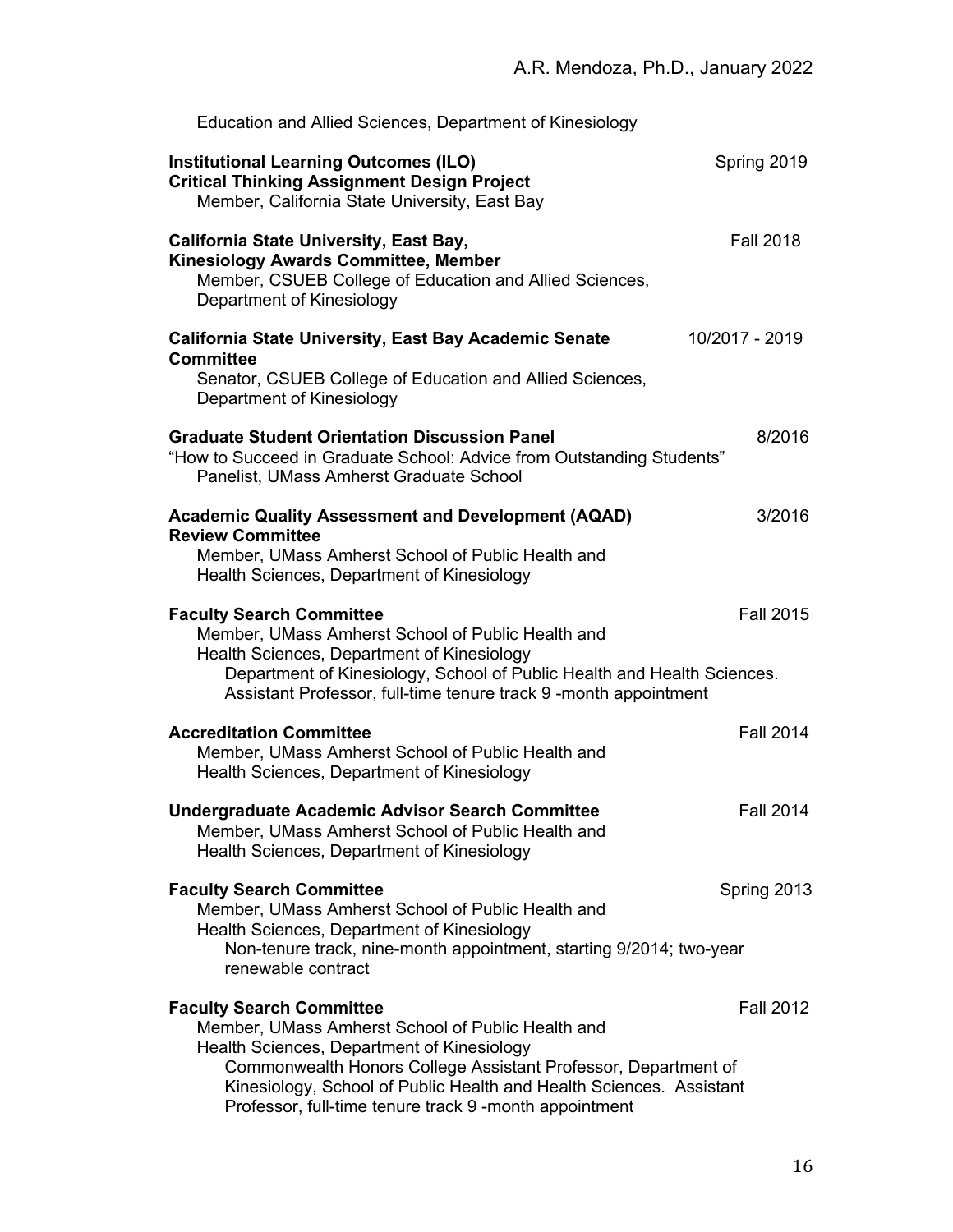Education and Allied Sciences, Department of Kinesiology

**Institutional Learning Outcomes (ILO)** Spring 2019
**Critical Thinking Assignment Design Project**
Member, California State University, East Bay

**California State University, East Bay,** Fall 2018
**Kinesiology Awards Committee, Member**
Member, CSUEB College of Education and Allied Sciences, Department of Kinesiology

**California State University, East Bay Academic Senate Committee** 10/2017 - 2019
Senator, CSUEB College of Education and Allied Sciences, Department of Kinesiology

**Graduate Student Orientation Discussion Panel** 8/2016
"How to Succeed in Graduate School: Advice from Outstanding Students"
Panelist, UMass Amherst Graduate School

**Academic Quality Assessment and Development (AQAD) Review Committee** 3/2016
Member, UMass Amherst School of Public Health and Health Sciences, Department of Kinesiology

**Faculty Search Committee** Fall 2015
Member, UMass Amherst School of Public Health and Health Sciences, Department of Kinesiology
Department of Kinesiology, School of Public Health and Health Sciences. Assistant Professor, full-time tenure track 9 -month appointment

**Accreditation Committee** Fall 2014
Member, UMass Amherst School of Public Health and Health Sciences, Department of Kinesiology

**Undergraduate Academic Advisor Search Committee** Fall 2014
Member, UMass Amherst School of Public Health and Health Sciences, Department of Kinesiology

**Faculty Search Committee** Spring 2013
Member, UMass Amherst School of Public Health and Health Sciences, Department of Kinesiology
Non-tenure track, nine-month appointment, starting 9/2014; two-year renewable contract

**Faculty Search Committee** Fall 2012
Member, UMass Amherst School of Public Health and Health Sciences, Department of Kinesiology
Commonwealth Honors College Assistant Professor, Department of Kinesiology, School of Public Health and Health Sciences. Assistant Professor, full-time tenure track 9 -month appointment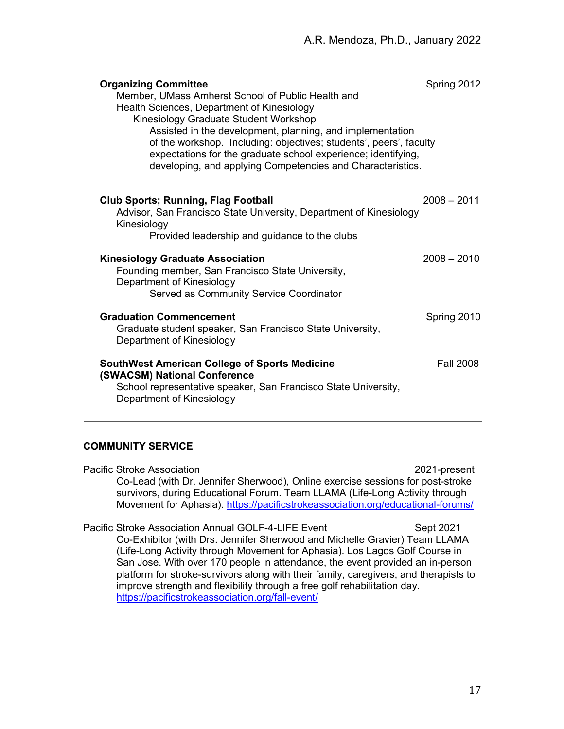**Organizing Committee** Spring 2012

Member, UMass Amherst School of Public Health and Health Sciences, Department of Kinesiology

Kinesiology Graduate Student Workshop

Assisted in the development, planning, and implementation of the workshop. Including: objectives; students', peers', faculty expectations for the graduate school experience; identifying, developing, and applying Competencies and Characteristics.

**Club Sports; Running, Flag Football** 2008 – 2011

Advisor, San Francisco State University, Department of Kinesiology Kinesiology

Provided leadership and guidance to the clubs

**Kinesiology Graduate Association** 2008 – 2010

Founding member, San Francisco State University, Department of Kinesiology

Served as Community Service Coordinator

**Graduation Commencement** Spring 2010

Graduate student speaker, San Francisco State University, Department of Kinesiology

**SouthWest American College of Sports Medicine (SWACSM) National Conference** Fall 2008

School representative speaker, San Francisco State University, Department of Kinesiology

---

## COMMUNITY SERVICE

Pacific Stroke Association 2021-present

Co-Lead (with Dr. Jennifer Sherwood), Online exercise sessions for post-stroke survivors, during Educational Forum. Team LLAMA (Life-Long Activity through Movement for Aphasia). https://pacificstrokeassociation.org/educational-forums/

Pacific Stroke Association Annual GOLF-4-LIFE Event Sept 2021

Co-Exhibitor (with Drs. Jennifer Sherwood and Michelle Gravier) Team LLAMA (Life-Long Activity through Movement for Aphasia). Los Lagos Golf Course in San Jose. With over 170 people in attendance, the event provided an in-person platform for stroke-survivors along with their family, caregivers, and therapists to improve strength and flexibility through a free golf rehabilitation day. https://pacificstrokeassociation.org/fall-event/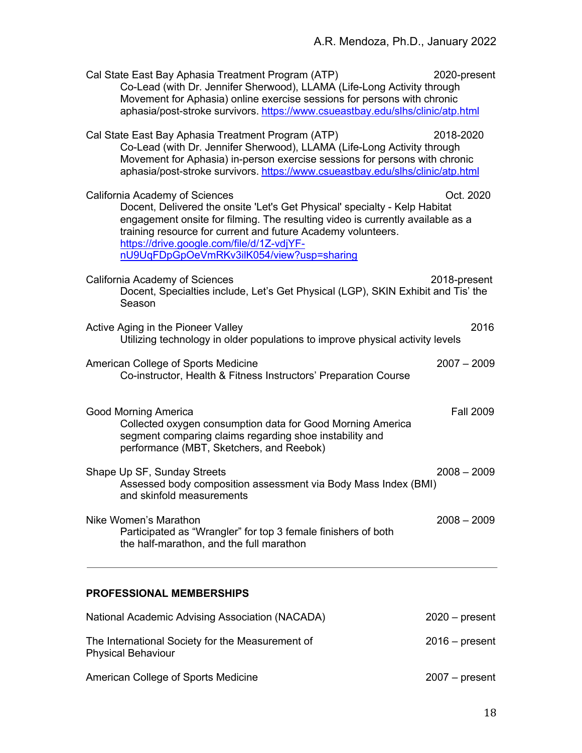Cal State East Bay Aphasia Treatment Program (ATP) 2020-present
Co-Lead (with Dr. Jennifer Sherwood), LLAMA (Life-Long Activity through Movement for Aphasia) online exercise sessions for persons with chronic aphasia/post-stroke survivors. https://www.csueastbay.edu/slhs/clinic/atp.html

Cal State East Bay Aphasia Treatment Program (ATP) 2018-2020
Co-Lead (with Dr. Jennifer Sherwood), LLAMA (Life-Long Activity through Movement for Aphasia) in-person exercise sessions for persons with chronic aphasia/post-stroke survivors. https://www.csueastbay.edu/slhs/clinic/atp.html

California Academy of Sciences Oct. 2020
Docent, Delivered the onsite 'Let's Get Physical' specialty - Kelp Habitat engagement onsite for filming. The resulting video is currently available as a training resource for current and future Academy volunteers. https://drive.google.com/file/d/1Z-vdjYF-nU9UqFDpGpOeVmRKv3ilK054/view?usp=sharing

California Academy of Sciences 2018-present
Docent, Specialties include, Let's Get Physical (LGP), SKIN Exhibit and Tis' the Season

Active Aging in the Pioneer Valley 2016
Utilizing technology in older populations to improve physical activity levels

American College of Sports Medicine 2007 – 2009
Co-instructor, Health & Fitness Instructors' Preparation Course

Good Morning America Fall 2009
Collected oxygen consumption data for Good Morning America segment comparing claims regarding shoe instability and performance (MBT, Sketchers, and Reebok)

Shape Up SF, Sunday Streets 2008 – 2009
Assessed body composition assessment via Body Mass Index (BMI) and skinfold measurements

Nike Women's Marathon 2008 – 2009
Participated as "Wrangler" for top 3 female finishers of both the half-marathon, and the full marathon

---

**PROFESSIONAL MEMBERSHIPS**

National Academic Advising Association (NACADA) 2020 – present

The International Society for the Measurement of Physical Behaviour 2016 – present

American College of Sports Medicine 2007 – present